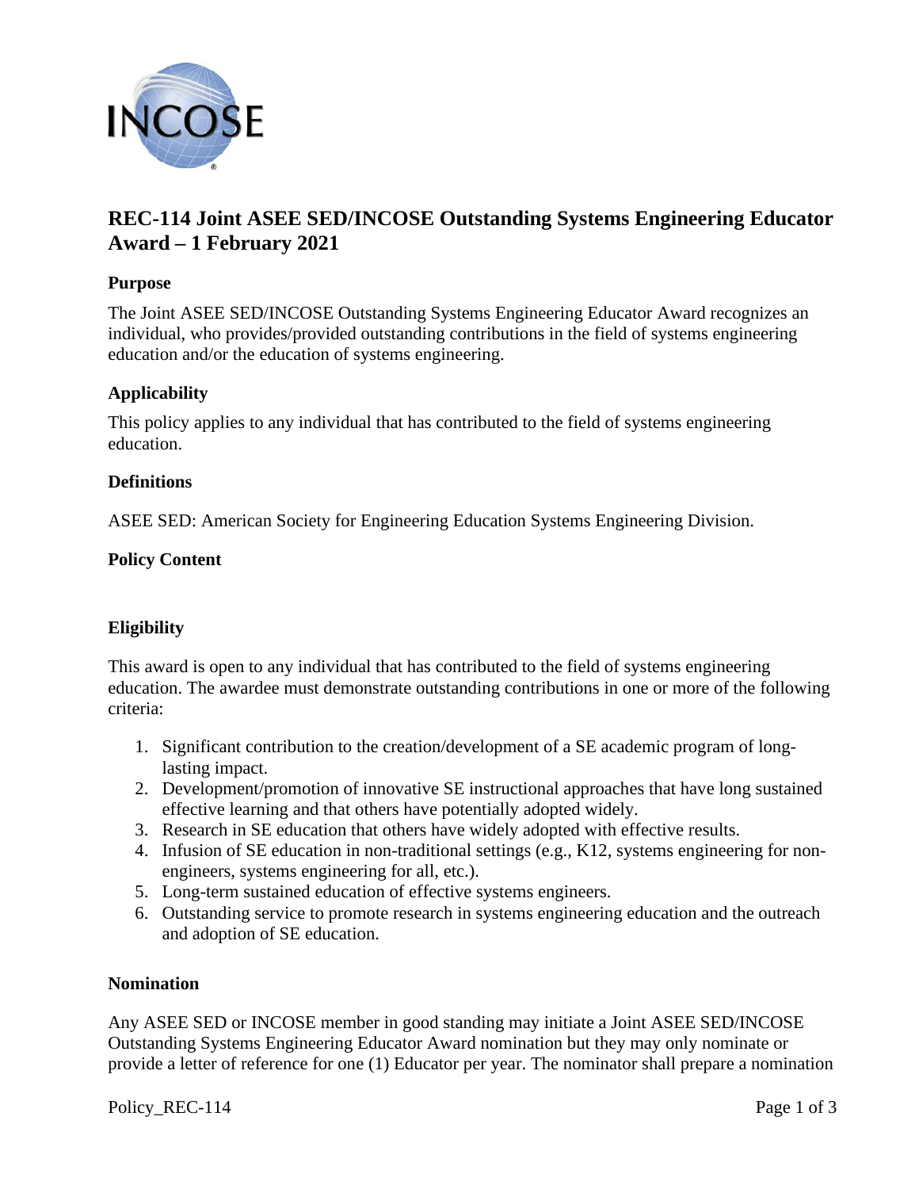# REC-114 Joint ASEE SED/INCOSE Outstanding Systems Engineering Educator Award – 1 February 2021

## Purpose

The Joint ASEE SED/INCOSE Outstanding Systems Engineering Educator Award recognizes an individual, who provides/provided outstanding contributions in the field of systems engineering education and/or the education of systems engineering.

## Applicability

This policy applies to any individual that has contributed to the field of systems engineering education.

## Definitions

ASEE SED: American Society for Engineering Education Systems Engineering Division.

## Policy Content

### Eligibility

This award is open to any individual that has contributed to the field of systems engineering education. The awardee must demonstrate outstanding contributions in one or more of the following criteria:

1. Significant contribution to the creation/development of a SE academic program of long-lasting impact.
2. Development/promotion of innovative SE instructional approaches that have long sustained effective learning and that others have potentially adopted widely.
3. Research in SE education that others have widely adopted with effective results.
4. Infusion of SE education in non-traditional settings (e.g., K12, systems engineering for non-engineers, systems engineering for all, etc.).
5. Long-term sustained education of effective systems engineers.
6. Outstanding service to promote research in systems engineering education and the outreach and adoption of SE education.

### Nomination

Any ASEE SED or INCOSE member in good standing may initiate a Joint ASEE SED/INCOSE Outstanding Systems Engineering Educator Award nomination but they may only nominate or provide a letter of reference for one (1) Educator per year. The nominator shall prepare a nomination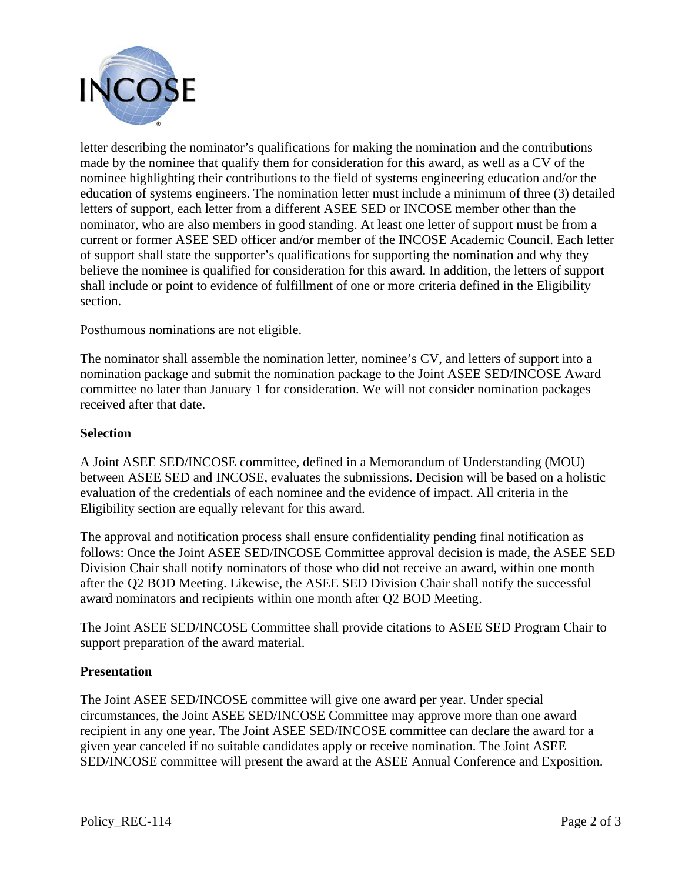letter describing the nominator's qualifications for making the nomination and the contributions made by the nominee that qualify them for consideration for this award, as well as a CV of the nominee highlighting their contributions to the field of systems engineering education and/or the education of systems engineers. The nomination letter must include a minimum of three (3) detailed letters of support, each letter from a different ASEE SED or INCOSE member other than the nominator, who are also members in good standing. At least one letter of support must be from a current or former ASEE SED officer and/or member of the INCOSE Academic Council. Each letter of support shall state the supporter's qualifications for supporting the nomination and why they believe the nominee is qualified for consideration for this award. In addition, the letters of support shall include or point to evidence of fulfillment of one or more criteria defined in the Eligibility section.

Posthumous nominations are not eligible.

The nominator shall assemble the nomination letter, nominee's CV, and letters of support into a nomination package and submit the nomination package to the Joint ASEE SED/INCOSE Award committee no later than January 1 for consideration. We will not consider nomination packages received after that date.

**Selection**

A Joint ASEE SED/INCOSE committee, defined in a Memorandum of Understanding (MOU) between ASEE SED and INCOSE, evaluates the submissions. Decision will be based on a holistic evaluation of the credentials of each nominee and the evidence of impact. All criteria in the Eligibility section are equally relevant for this award.

The approval and notification process shall ensure confidentiality pending final notification as follows: Once the Joint ASEE SED/INCOSE Committee approval decision is made, the ASEE SED Division Chair shall notify nominators of those who did not receive an award, within one month after the Q2 BOD Meeting. Likewise, the ASEE SED Division Chair shall notify the successful award nominators and recipients within one month after Q2 BOD Meeting.

The Joint ASEE SED/INCOSE Committee shall provide citations to ASEE SED Program Chair to support preparation of the award material.

**Presentation**

The Joint ASEE SED/INCOSE committee will give one award per year. Under special circumstances, the Joint ASEE SED/INCOSE Committee may approve more than one award recipient in any one year. The Joint ASEE SED/INCOSE committee can declare the award for a given year canceled if no suitable candidates apply or receive nomination. The Joint ASEE SED/INCOSE committee will present the award at the ASEE Annual Conference and Exposition.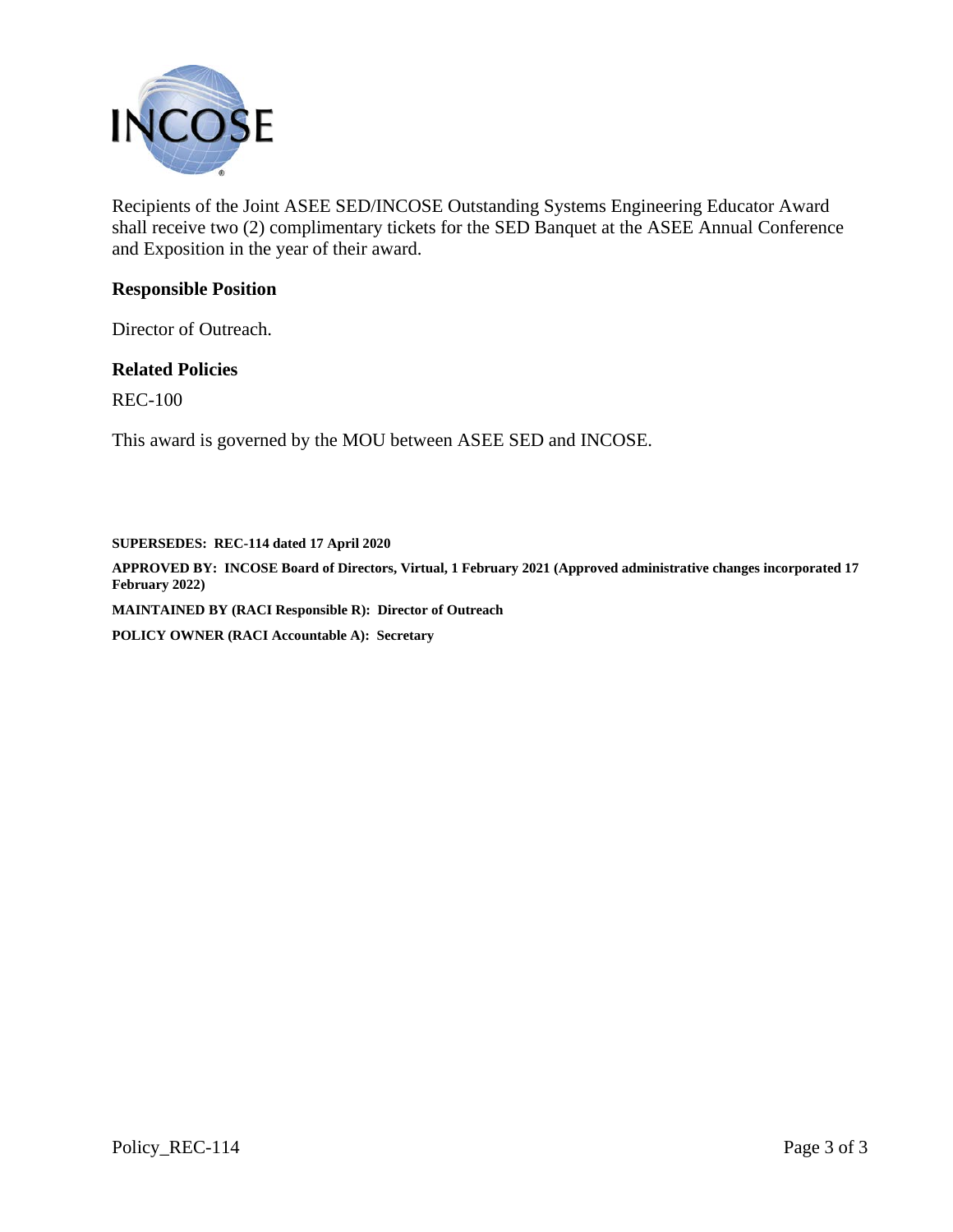Recipients of the Joint ASEE SED/INCOSE Outstanding Systems Engineering Educator Award shall receive two (2) complimentary tickets for the SED Banquet at the ASEE Annual Conference and Exposition in the year of their award.

### Responsible Position

Director of Outreach.

### Related Policies

REC-100

This award is governed by the MOU between ASEE SED and INCOSE.

**SUPERSEDES: REC-114 dated 17 April 2020**

**APPROVED BY: INCOSE Board of Directors, Virtual, 1 February 2021 (Approved administrative changes incorporated 17 February 2022)**

**MAINTAINED BY (RACI Responsible R): Director of Outreach**

**POLICY OWNER (RACI Accountable A): Secretary**